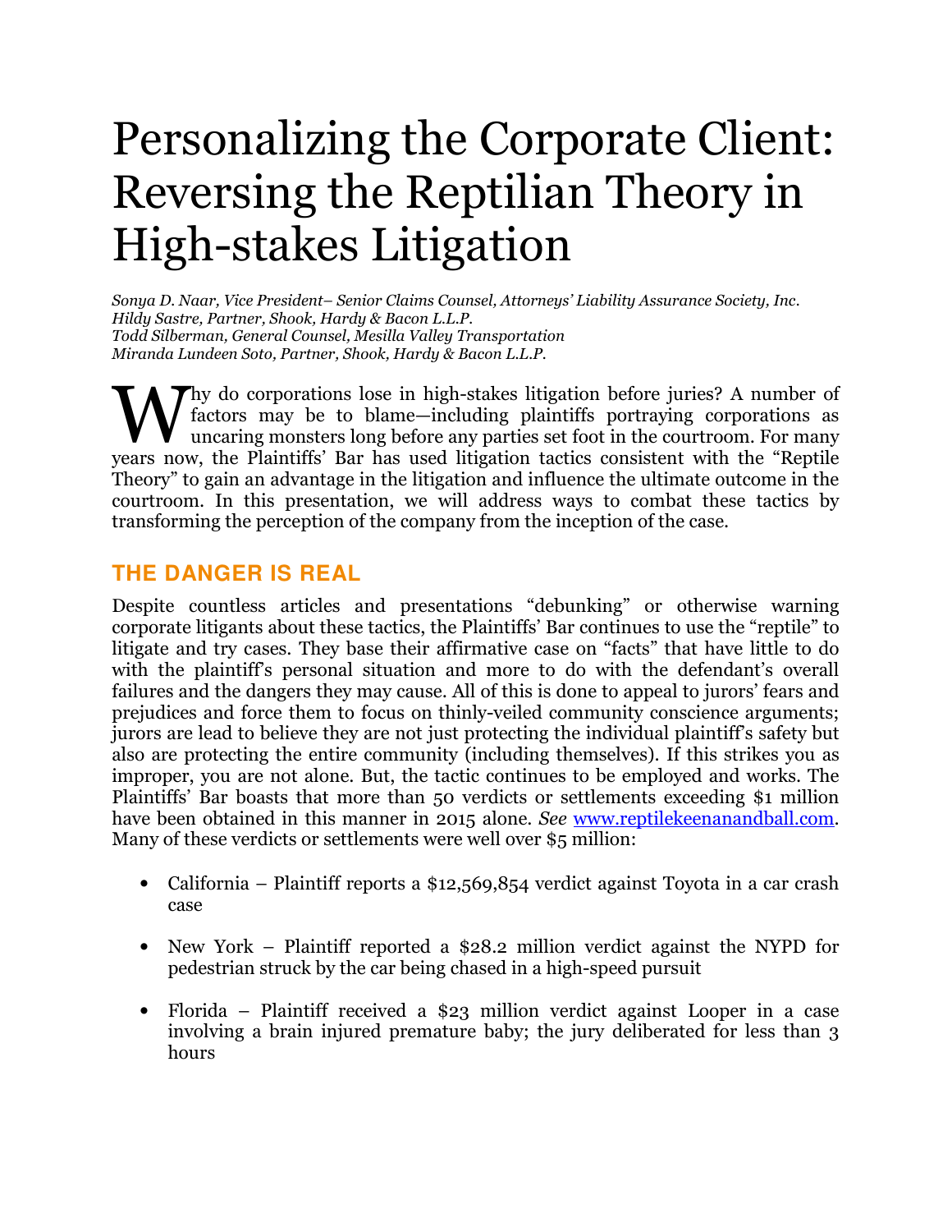# Personalizing the Corporate Client: Reversing the Reptilian Theory in High-stakes Litigation

*Sonya D. Naar, Vice President– Senior Claims Counsel, Attorneys' Liability Assurance Society, Inc.*
*Hildy Sastre, Partner, Shook, Hardy & Bacon L.L.P.*
*Todd Silberman, General Counsel, Mesilla Valley Transportation*
*Miranda Lundeen Soto, Partner, Shook, Hardy & Bacon L.L.P.*

Why do corporations lose in high-stakes litigation before juries? A number of factors may be to blame—including plaintiffs portraying corporations as uncaring monsters long before any parties set foot in the courtroom. For many years now, the Plaintiffs' Bar has used litigation tactics consistent with the "Reptile Theory" to gain an advantage in the litigation and influence the ultimate outcome in the courtroom. In this presentation, we will address ways to combat these tactics by transforming the perception of the company from the inception of the case.

## THE DANGER IS REAL

Despite countless articles and presentations "debunking" or otherwise warning corporate litigants about these tactics, the Plaintiffs' Bar continues to use the "reptile" to litigate and try cases. They base their affirmative case on "facts" that have little to do with the plaintiff's personal situation and more to do with the defendant's overall failures and the dangers they may cause. All of this is done to appeal to jurors' fears and prejudices and force them to focus on thinly-veiled community conscience arguments; jurors are lead to believe they are not just protecting the individual plaintiff's safety but also are protecting the entire community (including themselves). If this strikes you as improper, you are not alone. But, the tactic continues to be employed and works. The Plaintiffs' Bar boasts that more than 50 verdicts or settlements exceeding $1 million have been obtained in this manner in 2015 alone. *See* www.reptilekeenanandball.com. Many of these verdicts or settlements were well over $5 million:

- California – Plaintiff reports a $12,569,854 verdict against Toyota in a car crash case
- New York – Plaintiff reported a $28.2 million verdict against the NYPD for pedestrian struck by the car being chased in a high-speed pursuit
- Florida – Plaintiff received a $23 million verdict against Looper in a case involving a brain injured premature baby; the jury deliberated for less than 3 hours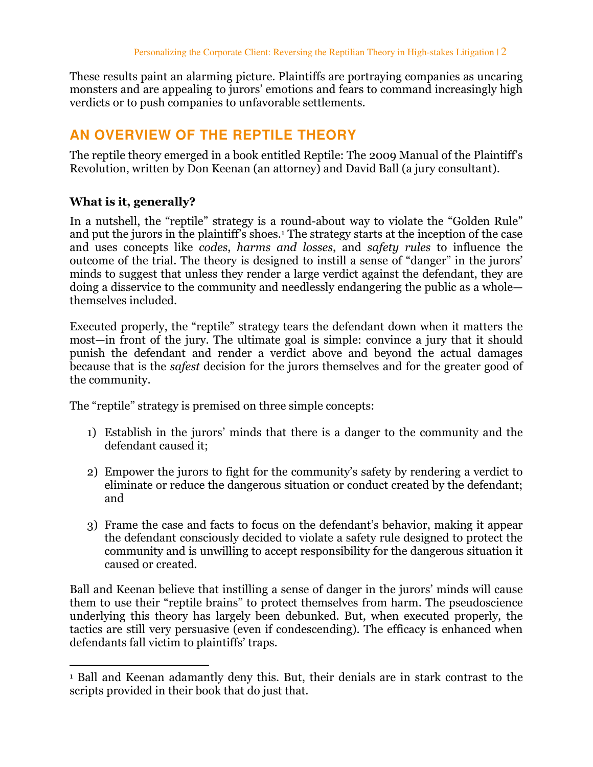These results paint an alarming picture. Plaintiffs are portraying companies as uncaring monsters and are appealing to jurors' emotions and fears to command increasingly high verdicts or to push companies to unfavorable settlements.

## AN OVERVIEW OF THE REPTILE THEORY

The reptile theory emerged in a book entitled Reptile: The 2009 Manual of the Plaintiff's Revolution, written by Don Keenan (an attorney) and David Ball (a jury consultant).

### What is it, generally?

In a nutshell, the "reptile" strategy is a round-about way to violate the "Golden Rule" and put the jurors in the plaintiff's shoes.[1] The strategy starts at the inception of the case and uses concepts like *codes*, *harms and losses*, and *safety rules* to influence the outcome of the trial. The theory is designed to instill a sense of "danger" in the jurors' minds to suggest that unless they render a large verdict against the defendant, they are doing a disservice to the community and needlessly endangering the public as a whole—themselves included.

Executed properly, the "reptile" strategy tears the defendant down when it matters the most—in front of the jury. The ultimate goal is simple: convince a jury that it should punish the defendant and render a verdict above and beyond the actual damages because that is the *safest* decision for the jurors themselves and for the greater good of the community.

The "reptile" strategy is premised on three simple concepts:

1) Establish in the jurors' minds that there is a danger to the community and the defendant caused it;

2) Empower the jurors to fight for the community's safety by rendering a verdict to eliminate or reduce the dangerous situation or conduct created by the defendant; and

3) Frame the case and facts to focus on the defendant's behavior, making it appear the defendant consciously decided to violate a safety rule designed to protect the community and is unwilling to accept responsibility for the dangerous situation it caused or created.

Ball and Keenan believe that instilling a sense of danger in the jurors' minds will cause them to use their "reptile brains" to protect themselves from harm. The pseudoscience underlying this theory has largely been debunked. But, when executed properly, the tactics are still very persuasive (even if condescending). The efficacy is enhanced when defendants fall victim to plaintiffs' traps.

---

[1] Ball and Keenan adamantly deny this. But, their denials are in stark contrast to the scripts provided in their book that do just that.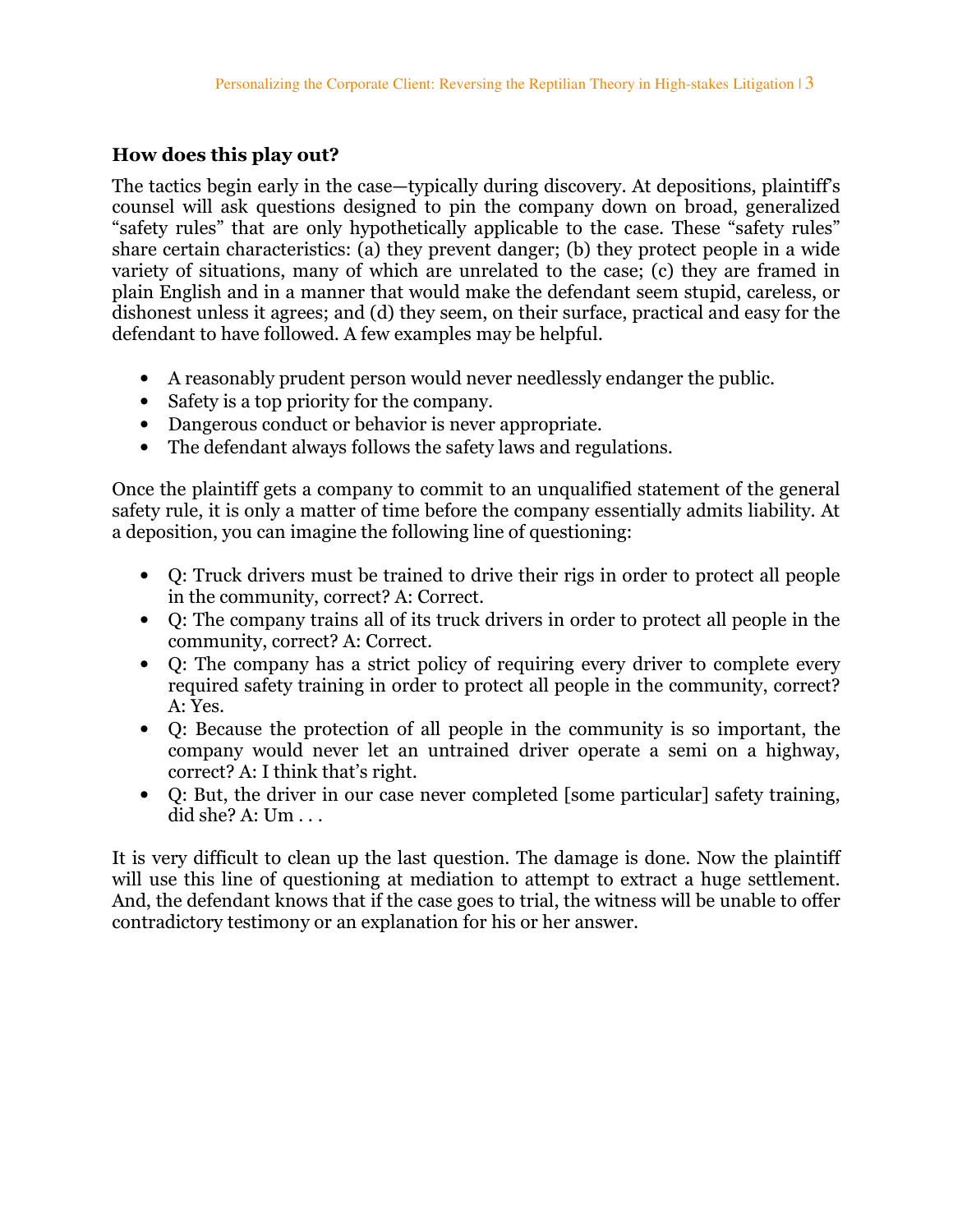### How does this play out?

The tactics begin early in the case—typically during discovery. At depositions, plaintiff's counsel will ask questions designed to pin the company down on broad, generalized "safety rules" that are only hypothetically applicable to the case. These "safety rules" share certain characteristics: (a) they prevent danger; (b) they protect people in a wide variety of situations, many of which are unrelated to the case; (c) they are framed in plain English and in a manner that would make the defendant seem stupid, careless, or dishonest unless it agrees; and (d) they seem, on their surface, practical and easy for the defendant to have followed. A few examples may be helpful.

- A reasonably prudent person would never needlessly endanger the public.
- Safety is a top priority for the company.
- Dangerous conduct or behavior is never appropriate.
- The defendant always follows the safety laws and regulations.

Once the plaintiff gets a company to commit to an unqualified statement of the general safety rule, it is only a matter of time before the company essentially admits liability. At a deposition, you can imagine the following line of questioning:

- Q: Truck drivers must be trained to drive their rigs in order to protect all people in the community, correct? A: Correct.
- Q: The company trains all of its truck drivers in order to protect all people in the community, correct? A: Correct.
- Q: The company has a strict policy of requiring every driver to complete every required safety training in order to protect all people in the community, correct? A: Yes.
- Q: Because the protection of all people in the community is so important, the company would never let an untrained driver operate a semi on a highway, correct? A: I think that's right.
- Q: But, the driver in our case never completed [some particular] safety training, did she? A: Um . . .

It is very difficult to clean up the last question. The damage is done. Now the plaintiff will use this line of questioning at mediation to attempt to extract a huge settlement. And, the defendant knows that if the case goes to trial, the witness will be unable to offer contradictory testimony or an explanation for his or her answer.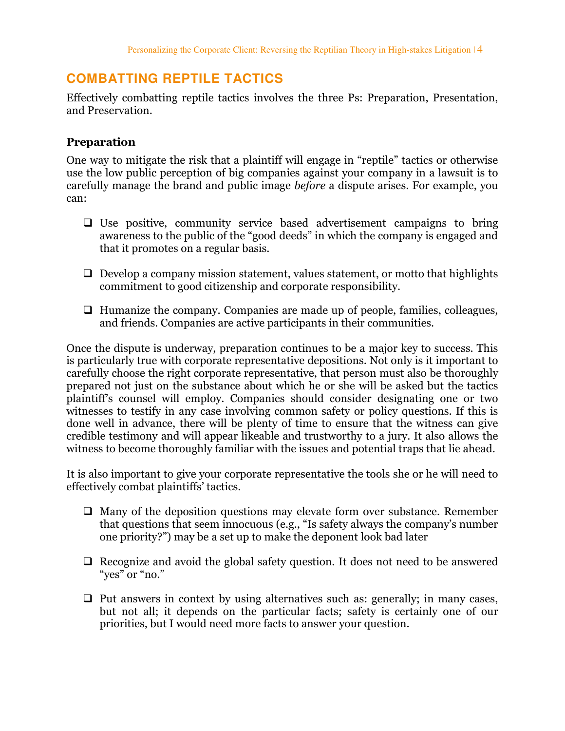## COMBATTING REPTILE TACTICS

Effectively combatting reptile tactics involves the three Ps: Preparation, Presentation, and Preservation.

### Preparation

One way to mitigate the risk that a plaintiff will engage in "reptile" tactics or otherwise use the low public perception of big companies against your company in a lawsuit is to carefully manage the brand and public image *before* a dispute arises. For example, you can:

- Use positive, community service based advertisement campaigns to bring awareness to the public of the "good deeds" in which the company is engaged and that it promotes on a regular basis.
- Develop a company mission statement, values statement, or motto that highlights commitment to good citizenship and corporate responsibility.
- Humanize the company. Companies are made up of people, families, colleagues, and friends. Companies are active participants in their communities.

Once the dispute is underway, preparation continues to be a major key to success. This is particularly true with corporate representative depositions. Not only is it important to carefully choose the right corporate representative, that person must also be thoroughly prepared not just on the substance about which he or she will be asked but the tactics plaintiff's counsel will employ. Companies should consider designating one or two witnesses to testify in any case involving common safety or policy questions. If this is done well in advance, there will be plenty of time to ensure that the witness can give credible testimony and will appear likeable and trustworthy to a jury. It also allows the witness to become thoroughly familiar with the issues and potential traps that lie ahead.

It is also important to give your corporate representative the tools she or he will need to effectively combat plaintiffs' tactics.

- Many of the deposition questions may elevate form over substance. Remember that questions that seem innocuous (e.g., "Is safety always the company's number one priority?") may be a set up to make the deponent look bad later
- Recognize and avoid the global safety question. It does not need to be answered "yes" or "no."
- Put answers in context by using alternatives such as: generally; in many cases, but not all; it depends on the particular facts; safety is certainly one of our priorities, but I would need more facts to answer your question.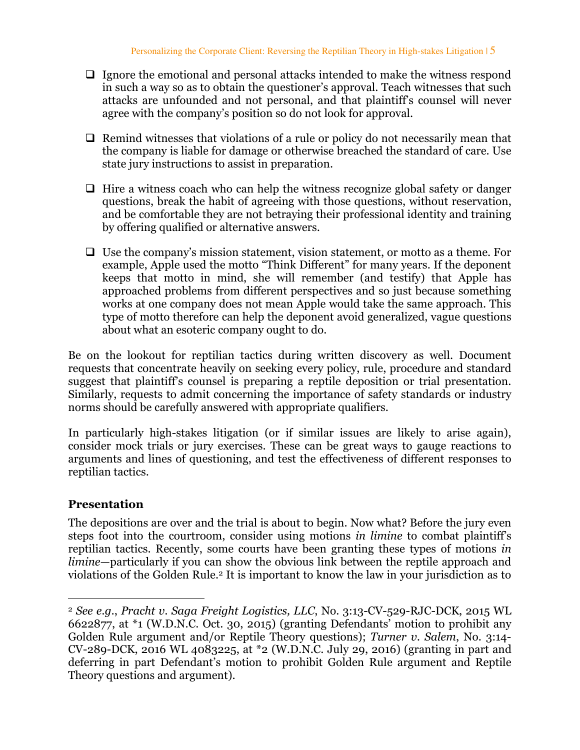- Ignore the emotional and personal attacks intended to make the witness respond in such a way so as to obtain the questioner's approval. Teach witnesses that such attacks are unfounded and not personal, and that plaintiff's counsel will never agree with the company's position so do not look for approval.

- Remind witnesses that violations of a rule or policy do not necessarily mean that the company is liable for damage or otherwise breached the standard of care. Use state jury instructions to assist in preparation.

- Hire a witness coach who can help the witness recognize global safety or danger questions, break the habit of agreeing with those questions, without reservation, and be comfortable they are not betraying their professional identity and training by offering qualified or alternative answers.

- Use the company's mission statement, vision statement, or motto as a theme. For example, Apple used the motto "Think Different" for many years. If the deponent keeps that motto in mind, she will remember (and testify) that Apple has approached problems from different perspectives and so just because something works at one company does not mean Apple would take the same approach. This type of motto therefore can help the deponent avoid generalized, vague questions about what an esoteric company ought to do.

Be on the lookout for reptilian tactics during written discovery as well. Document requests that concentrate heavily on seeking every policy, rule, procedure and standard suggest that plaintiff's counsel is preparing a reptile deposition or trial presentation. Similarly, requests to admit concerning the importance of safety standards or industry norms should be carefully answered with appropriate qualifiers.

In particularly high-stakes litigation (or if similar issues are likely to arise again), consider mock trials or jury exercises. These can be great ways to gauge reactions to arguments and lines of questioning, and test the effectiveness of different responses to reptilian tactics.

### Presentation

The depositions are over and the trial is about to begin. Now what? Before the jury even steps foot into the courtroom, consider using motions *in limine* to combat plaintiff's reptilian tactics. Recently, some courts have been granting these types of motions *in limine*—particularly if you can show the obvious link between the reptile approach and violations of the Golden Rule.[2] It is important to know the law in your jurisdiction as to

---

[2] *See e.g.*, *Pracht v. Saga Freight Logistics, LLC*, No. 3:13-CV-529-RJC-DCK, 2015 WL 6622877, at *1 (W.D.N.C. Oct. 30, 2015) (granting Defendants' motion to prohibit any Golden Rule argument and/or Reptile Theory questions); *Turner v. Salem*, No. 3:14-CV-289-DCK, 2016 WL 4083225, at *2 (W.D.N.C. July 29, 2016) (granting in part and deferring in part Defendant's motion to prohibit Golden Rule argument and Reptile Theory questions and argument).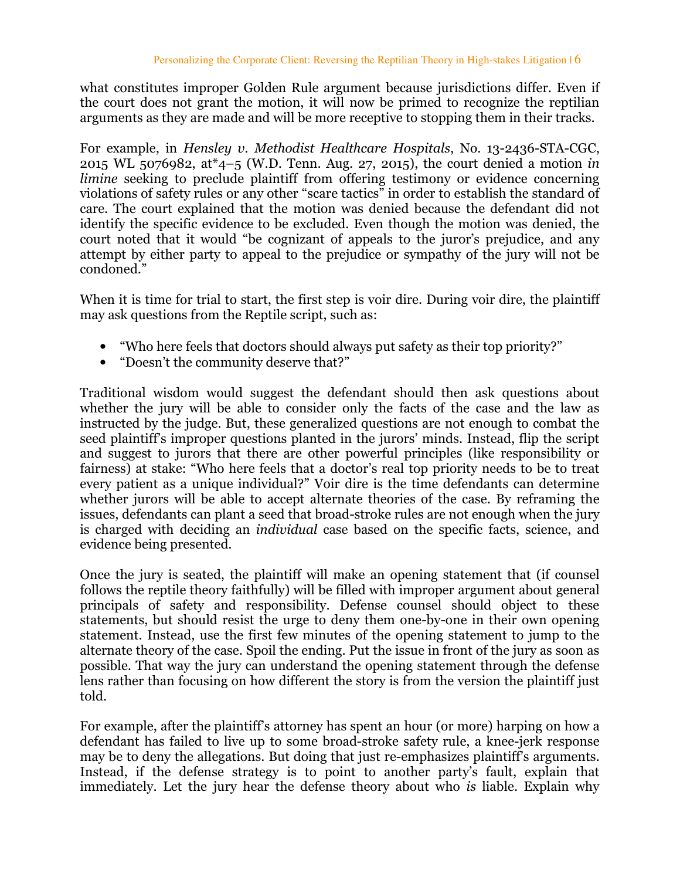what constitutes improper Golden Rule argument because jurisdictions differ. Even if the court does not grant the motion, it will now be primed to recognize the reptilian arguments as they are made and will be more receptive to stopping them in their tracks.

For example, in *Hensley v. Methodist Healthcare Hospitals*, No. 13-2436-STA-CGC, 2015 WL 5076982, at*4–5 (W.D. Tenn. Aug. 27, 2015), the court denied a motion *in limine* seeking to preclude plaintiff from offering testimony or evidence concerning violations of safety rules or any other "scare tactics" in order to establish the standard of care. The court explained that the motion was denied because the defendant did not identify the specific evidence to be excluded. Even though the motion was denied, the court noted that it would "be cognizant of appeals to the juror's prejudice, and any attempt by either party to appeal to the prejudice or sympathy of the jury will not be condoned."

When it is time for trial to start, the first step is voir dire. During voir dire, the plaintiff may ask questions from the Reptile script, such as:

- "Who here feels that doctors should always put safety as their top priority?"
- "Doesn't the community deserve that?"

Traditional wisdom would suggest the defendant should then ask questions about whether the jury will be able to consider only the facts of the case and the law as instructed by the judge. But, these generalized questions are not enough to combat the seed plaintiff's improper questions planted in the jurors' minds. Instead, flip the script and suggest to jurors that there are other powerful principles (like responsibility or fairness) at stake: "Who here feels that a doctor's real top priority needs to be to treat every patient as a unique individual?" Voir dire is the time defendants can determine whether jurors will be able to accept alternate theories of the case. By reframing the issues, defendants can plant a seed that broad-stroke rules are not enough when the jury is charged with deciding an *individual* case based on the specific facts, science, and evidence being presented.

Once the jury is seated, the plaintiff will make an opening statement that (if counsel follows the reptile theory faithfully) will be filled with improper argument about general principals of safety and responsibility. Defense counsel should object to these statements, but should resist the urge to deny them one-by-one in their own opening statement. Instead, use the first few minutes of the opening statement to jump to the alternate theory of the case. Spoil the ending. Put the issue in front of the jury as soon as possible. That way the jury can understand the opening statement through the defense lens rather than focusing on how different the story is from the version the plaintiff just told.

For example, after the plaintiff's attorney has spent an hour (or more) harping on how a defendant has failed to live up to some broad-stroke safety rule, a knee-jerk response may be to deny the allegations. But doing that just re-emphasizes plaintiff's arguments. Instead, if the defense strategy is to point to another party's fault, explain that immediately. Let the jury hear the defense theory about who *is* liable. Explain why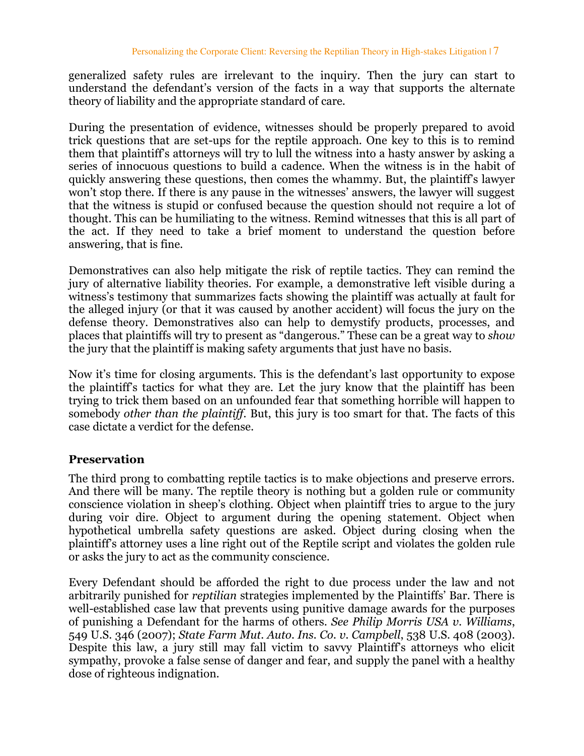generalized safety rules are irrelevant to the inquiry. Then the jury can start to understand the defendant's version of the facts in a way that supports the alternate theory of liability and the appropriate standard of care.

During the presentation of evidence, witnesses should be properly prepared to avoid trick questions that are set-ups for the reptile approach. One key to this is to remind them that plaintiff's attorneys will try to lull the witness into a hasty answer by asking a series of innocuous questions to build a cadence. When the witness is in the habit of quickly answering these questions, then comes the whammy. But, the plaintiff's lawyer won't stop there. If there is any pause in the witnesses' answers, the lawyer will suggest that the witness is stupid or confused because the question should not require a lot of thought. This can be humiliating to the witness. Remind witnesses that this is all part of the act. If they need to take a brief moment to understand the question before answering, that is fine.

Demonstratives can also help mitigate the risk of reptile tactics. They can remind the jury of alternative liability theories. For example, a demonstrative left visible during a witness's testimony that summarizes facts showing the plaintiff was actually at fault for the alleged injury (or that it was caused by another accident) will focus the jury on the defense theory. Demonstratives also can help to demystify products, processes, and places that plaintiffs will try to present as "dangerous." These can be a great way to *show* the jury that the plaintiff is making safety arguments that just have no basis.

Now it's time for closing arguments. This is the defendant's last opportunity to expose the plaintiff's tactics for what they are. Let the jury know that the plaintiff has been trying to trick them based on an unfounded fear that something horrible will happen to somebody *other than the plaintiff*. But, this jury is too smart for that. The facts of this case dictate a verdict for the defense.

## Preservation

The third prong to combatting reptile tactics is to make objections and preserve errors. And there will be many. The reptile theory is nothing but a golden rule or community conscience violation in sheep's clothing. Object when plaintiff tries to argue to the jury during voir dire. Object to argument during the opening statement. Object when hypothetical umbrella safety questions are asked. Object during closing when the plaintiff's attorney uses a line right out of the Reptile script and violates the golden rule or asks the jury to act as the community conscience.

Every Defendant should be afforded the right to due process under the law and not arbitrarily punished for *reptilian* strategies implemented by the Plaintiffs' Bar. There is well-established case law that prevents using punitive damage awards for the purposes of punishing a Defendant for the harms of others. *See Philip Morris USA v. Williams*, 549 U.S. 346 (2007); *State Farm Mut. Auto. Ins. Co. v. Campbell*, 538 U.S. 408 (2003). Despite this law, a jury still may fall victim to savvy Plaintiff's attorneys who elicit sympathy, provoke a false sense of danger and fear, and supply the panel with a healthy dose of righteous indignation.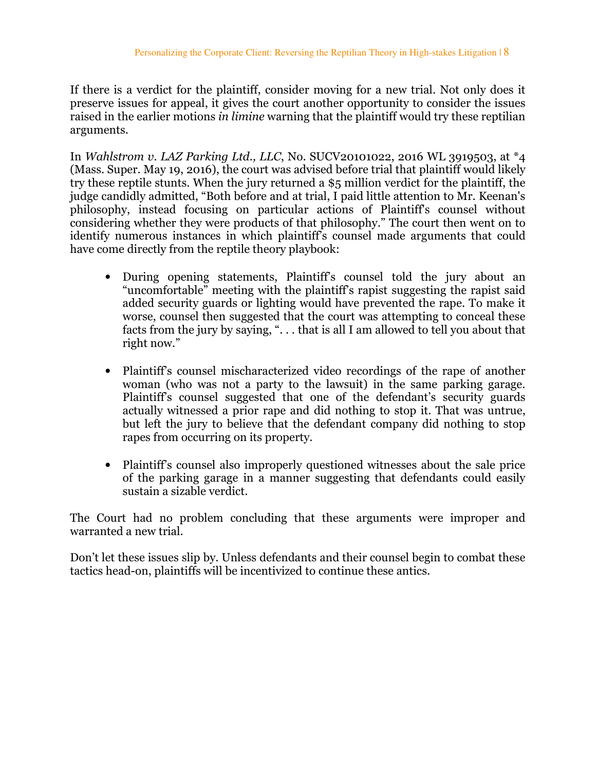If there is a verdict for the plaintiff, consider moving for a new trial. Not only does it preserve issues for appeal, it gives the court another opportunity to consider the issues raised in the earlier motions *in limine* warning that the plaintiff would try these reptilian arguments.

In *Wahlstrom v. LAZ Parking Ltd., LLC*, No. SUCV20101022, 2016 WL 3919503, at *4 (Mass. Super. May 19, 2016), the court was advised before trial that plaintiff would likely try these reptile stunts. When the jury returned a $5 million verdict for the plaintiff, the judge candidly admitted, "Both before and at trial, I paid little attention to Mr. Keenan's philosophy, instead focusing on particular actions of Plaintiff's counsel without considering whether they were products of that philosophy." The court then went on to identify numerous instances in which plaintiff's counsel made arguments that could have come directly from the reptile theory playbook:

- During opening statements, Plaintiff's counsel told the jury about an "uncomfortable" meeting with the plaintiff's rapist suggesting the rapist said added security guards or lighting would have prevented the rape. To make it worse, counsel then suggested that the court was attempting to conceal these facts from the jury by saying, ". . . that is all I am allowed to tell you about that right now."

- Plaintiff's counsel mischaracterized video recordings of the rape of another woman (who was not a party to the lawsuit) in the same parking garage. Plaintiff's counsel suggested that one of the defendant's security guards actually witnessed a prior rape and did nothing to stop it. That was untrue, but left the jury to believe that the defendant company did nothing to stop rapes from occurring on its property.

- Plaintiff's counsel also improperly questioned witnesses about the sale price of the parking garage in a manner suggesting that defendants could easily sustain a sizable verdict.

The Court had no problem concluding that these arguments were improper and warranted a new trial.

Don't let these issues slip by. Unless defendants and their counsel begin to combat these tactics head-on, plaintiffs will be incentivized to continue these antics.